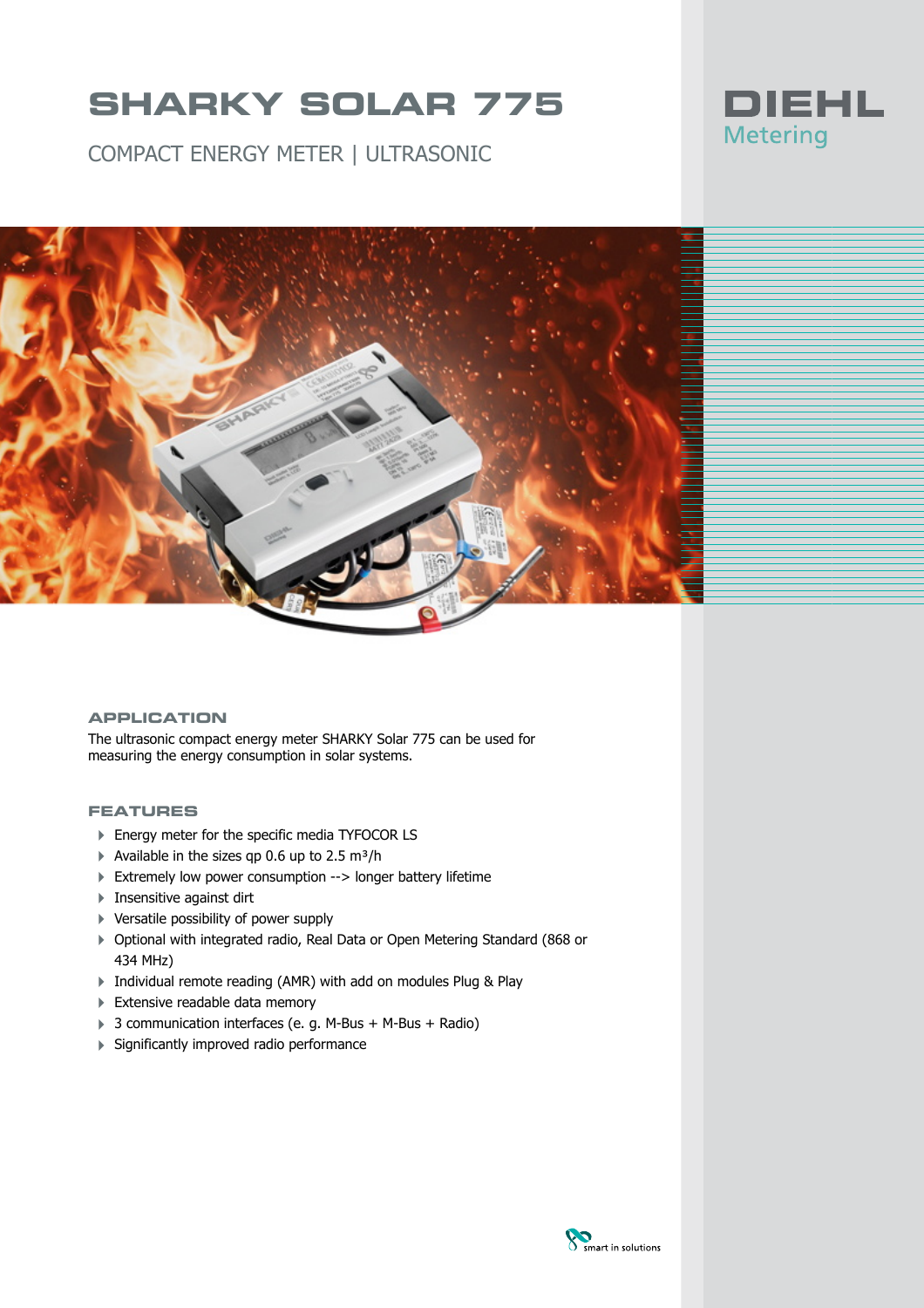# SHARKY SOLAR 775

COMPACT ENERGY METER | ULTRASONIC

DIEHL
Metering

## APPLICATION

The ultrasonic compact energy meter SHARKY Solar 775 can be used for measuring the energy consumption in solar systems.

## FEATURES

- Energy meter for the specific media TYFOCOR LS
- Available in the sizes qp 0.6 up to 2.5 m³/h
- Extremely low power consumption --> longer battery lifetime
- Insensitive against dirt
- Versatile possibility of power supply
- Optional with integrated radio, Real Data or Open Metering Standard (868 or 434 MHz)
- Individual remote reading (AMR) with add on modules Plug & Play
- Extensive readable data memory
- 3 communication interfaces (e. g. M-Bus + M-Bus + Radio)
- Significantly improved radio performance

smart in solutions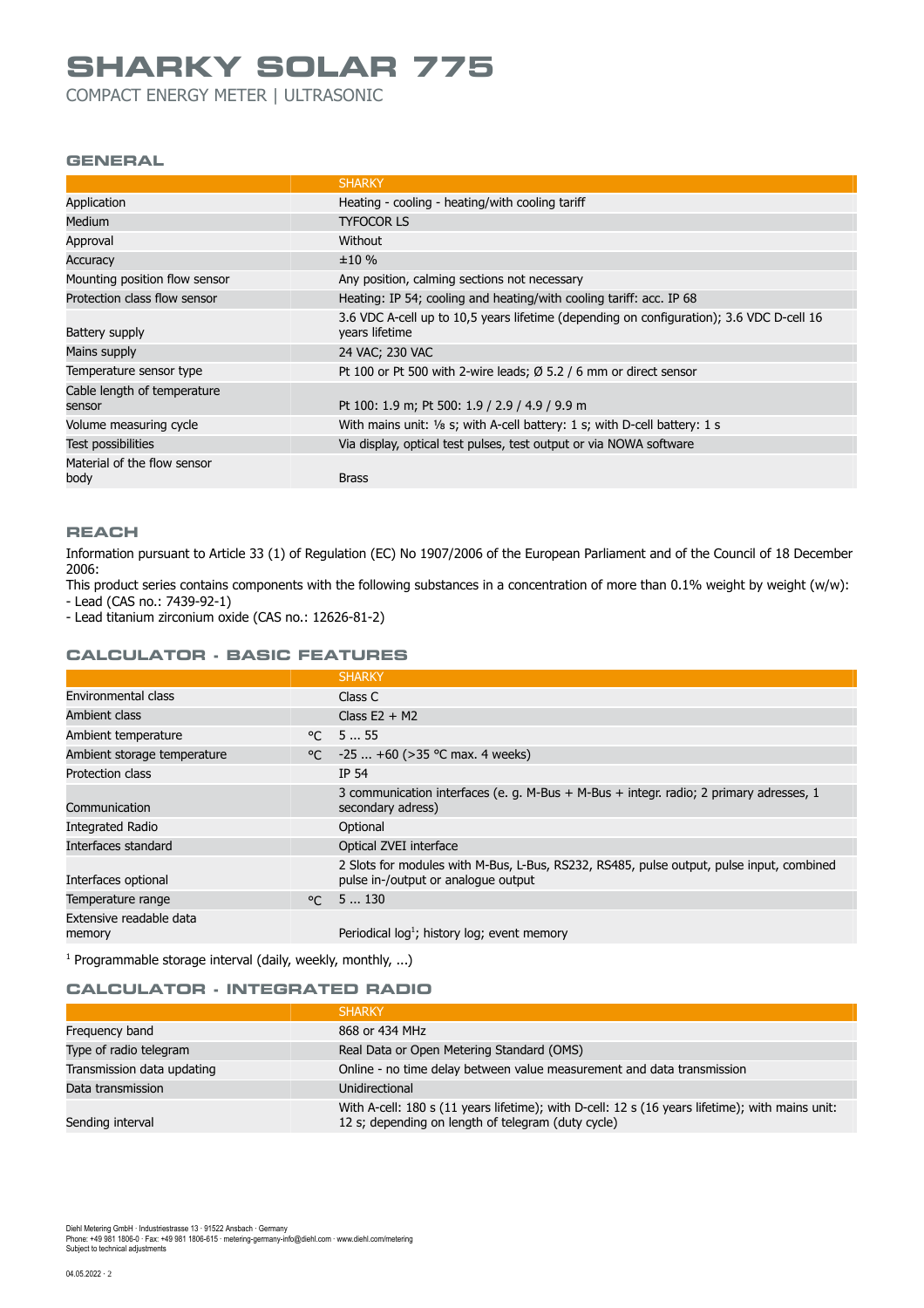# SHARKY SOLAR 775

COMPACT ENERGY METER | ULTRASONIC

## GENERAL

| | SHARKY |
|---|---|
| Application | Heating - cooling - heating/with cooling tariff |
| Medium | TYFOCOR LS |
| Approval | Without |
| Accuracy | ±10 % |
| Mounting position flow sensor | Any position, calming sections not necessary |
| Protection class flow sensor | Heating: IP 54; cooling and heating/with cooling tariff: acc. IP 68 |
| Battery supply | 3.6 VDC A-cell up to 10,5 years lifetime (depending on configuration); 3.6 VDC D-cell 16 years lifetime |
| Mains supply | 24 VAC; 230 VAC |
| Temperature sensor type | Pt 100 or Pt 500 with 2-wire leads; Ø 5.2 / 6 mm or direct sensor |
| Cable length of temperature sensor | Pt 100: 1.9 m; Pt 500: 1.9 / 2.9 / 4.9 / 9.9 m |
| Volume measuring cycle | With mains unit: ⅛ s; with A-cell battery: 1 s; with D-cell battery: 1 s |
| Test possibilities | Via display, optical test pulses, test output or via NOWA software |
| Material of the flow sensor body | Brass |

## REACH

Information pursuant to Article 33 (1) of Regulation (EC) No 1907/2006 of the European Parliament and of the Council of 18 December 2006:

This product series contains components with the following substances in a concentration of more than 0.1% weight by weight (w/w):

- Lead (CAS no.: 7439-92-1)
- Lead titanium zirconium oxide (CAS no.: 12626-81-2)

## CALCULATOR - BASIC FEATURES

| | | SHARKY |
|---|---|---|
| Environmental class | | Class C |
| Ambient class | | Class E2 + M2 |
| Ambient temperature | °C | 5 ... 55 |
| Ambient storage temperature | °C | -25 ... +60 (>35 °C max. 4 weeks) |
| Protection class | | IP 54 |
| Communication | | 3 communication interfaces (e. g. M-Bus + M-Bus + integr. radio; 2 primary adresses, 1 secondary adress) |
| Integrated Radio | | Optional |
| Interfaces standard | | Optical ZVEI interface |
| Interfaces optional | | 2 Slots for modules with M-Bus, L-Bus, RS232, RS485, pulse output, pulse input, combined pulse in-/output or analogue output |
| Temperature range | °C | 5 ... 130 |
| Extensive readable data memory | | Periodical log[1]; history log; event memory |

[1] Programmable storage interval (daily, weekly, monthly, ...)

## CALCULATOR - INTEGRATED RADIO

| | SHARKY |
|---|---|
| Frequency band | 868 or 434 MHz |
| Type of radio telegram | Real Data or Open Metering Standard (OMS) |
| Transmission data updating | Online - no time delay between value measurement and data transmission |
| Data transmission | Unidirectional |
| Sending interval | With A-cell: 180 s (11 years lifetime); with D-cell: 12 s (16 years lifetime); with mains unit: 12 s; depending on length of telegram (duty cycle) |

Diehl Metering GmbH · Industriestrasse 13 · 91522 Ansbach · Germany
Phone: +49 981 1806-0 · Fax: +49 981 1806-615 · metering-germany-info@diehl.com · www.diehl.com/metering
Subject to technical adjustments

04.05.2022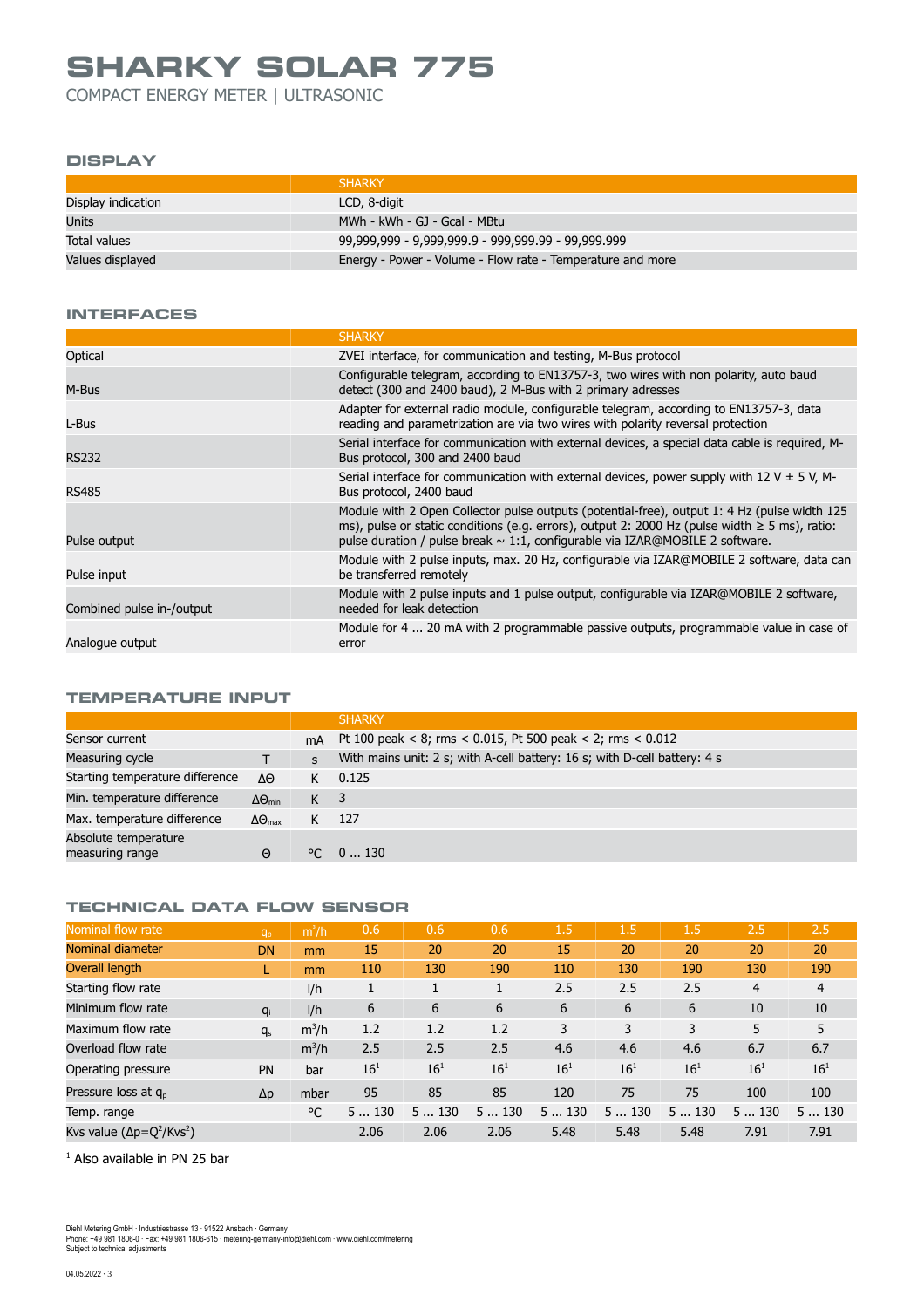# SHARKY SOLAR 775

COMPACT ENERGY METER | ULTRASONIC

## DISPLAY

| | SHARKY |
|---|---|
| Display indication | LCD, 8-digit |
| Units | MWh - kWh - GJ - Gcal - MBtu |
| Total values | 99,999,999 - 9,999,999.9 - 999,999.99 - 99,999.999 |
| Values displayed | Energy - Power - Volume - Flow rate - Temperature and more |

## INTERFACES

| | SHARKY |
|---|---|
| Optical | ZVEI interface, for communication and testing, M-Bus protocol |
| M-Bus | Configurable telegram, according to EN13757-3, two wires with non polarity, auto baud detect (300 and 2400 baud), 2 M-Bus with 2 primary adresses |
| L-Bus | Adapter for external radio module, configurable telegram, according to EN13757-3, data reading and parametrization are via two wires with polarity reversal protection |
| RS232 | Serial interface for communication with external devices, a special data cable is required, M-Bus protocol, 300 and 2400 baud |
| RS485 | Serial interface for communication with external devices, power supply with 12 V ± 5 V, M-Bus protocol, 2400 baud |
| Pulse output | Module with 2 Open Collector pulse outputs (potential-free), output 1: 4 Hz (pulse width 125 ms), pulse or static conditions (e.g. errors), output 2: 2000 Hz (pulse width ≥ 5 ms), ratio: pulse duration / pulse break ~ 1:1, configurable via IZAR@MOBILE 2 software. |
| Pulse input | Module with 2 pulse inputs, max. 20 Hz, configurable via IZAR@MOBILE 2 software, data can be transferred remotely |
| Combined pulse in-/output | Module with 2 pulse inputs and 1 pulse output, configurable via IZAR@MOBILE 2 software, needed for leak detection |
| Analogue output | Module for 4 ... 20 mA with 2 programmable passive outputs, programmable value in case of error |

## TEMPERATURE INPUT

| | | | SHARKY |
|---|---|---|---|
| Sensor current | | mA | Pt 100 peak < 8; rms < 0.015, Pt 500 peak < 2; rms < 0.012 |
| Measuring cycle | T | s | With mains unit: 2 s; with A-cell battery: 16 s; with D-cell battery: 4 s |
| Starting temperature difference | $\Delta\Theta$ | K | 0.125 |
| Min. temperature difference | $\Delta\Theta_{min}$ | K | 3 |
| Max. temperature difference | $\Delta\Theta_{max}$ | K | 127 |
| Absolute temperature measuring range | $\Theta$ | °C | 0 ... 130 |

## TECHNICAL DATA FLOW SENSOR

| Nominal flow rate | $q_p$ | $m^3/h$ | 0.6 | 0.6 | 0.6 | 1.5 | 1.5 | 1.5 | 2.5 | 2.5 |
|---|---|---|---|---|---|---|---|---|---|---|
| Nominal diameter | DN | mm | 15 | 20 | 20 | 15 | 20 | 20 | 20 | 20 |
| Overall length | L | mm | 110 | 130 | 190 | 110 | 130 | 190 | 130 | 190 |
| Starting flow rate | | l/h | 1 | 1 | 1 | 2.5 | 2.5 | 2.5 | 4 | 4 |
| Minimum flow rate | $q_i$ | l/h | 6 | 6 | 6 | 6 | 6 | 6 | 10 | 10 |
| Maximum flow rate | $q_s$ | $m^3/h$ | 1.2 | 1.2 | 1.2 | 3 | 3 | 3 | 5 | 5 |
| Overload flow rate | | $m^3/h$ | 2.5 | 2.5 | 2.5 | 4.6 | 4.6 | 4.6 | 6.7 | 6.7 |
| Operating pressure | PN | bar | 16[1] | 16[1] | 16[1] | 16[1] | 16[1] | 16[1] | 16[1] | 16[1] |
| Pressure loss at $q_p$ | $\Delta p$ | mbar | 95 | 85 | 85 | 120 | 75 | 75 | 100 | 100 |
| Temp. range | | °C | 5 ... 130 | 5 ... 130 | 5 ... 130 | 5 ... 130 | 5 ... 130 | 5 ... 130 | 5 ... 130 | 5 ... 130 |
| Kvs value ($\Delta p = Q^2/Kvs^2$) | | | 2.06 | 2.06 | 2.06 | 5.48 | 5.48 | 5.48 | 7.91 | 7.91 |

[1] Also available in PN 25 bar

Diehl Metering GmbH · Industriestrasse 13 · 91522 Ansbach · Germany
Phone: +49 981 1806-0 · Fax: +49 981 1806-615 · metering-germany-info@diehl.com · www.diehl.com/metering
Subject to technical adjustments

04.05.2022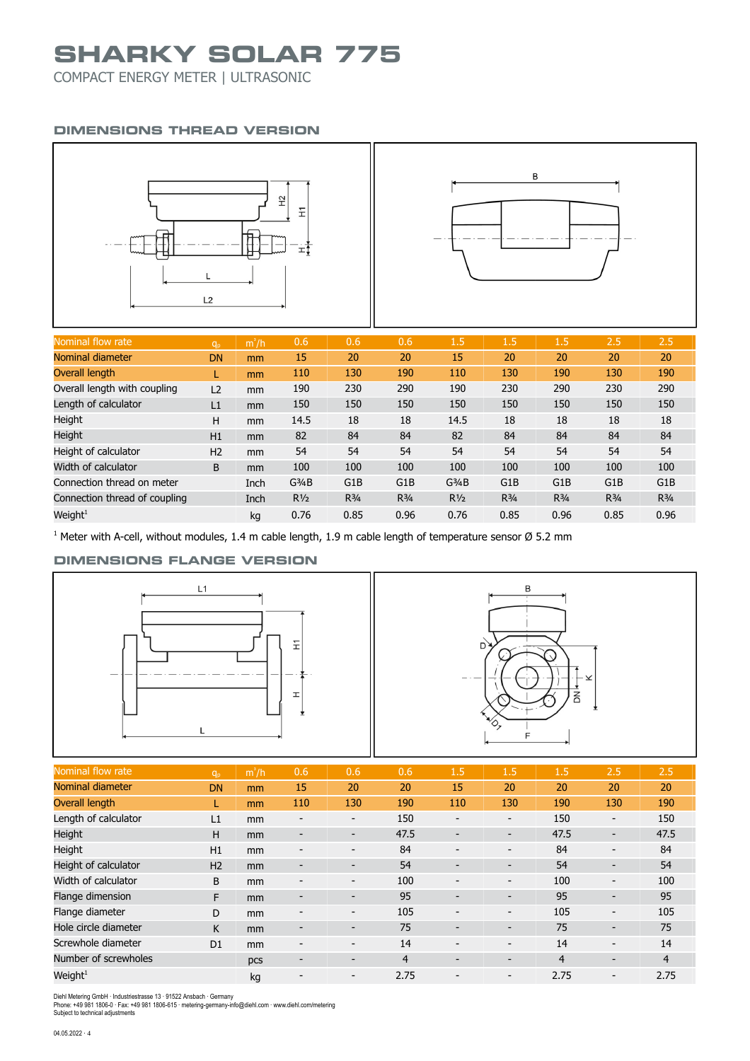# SHARKY SOLAR 775

COMPACT ENERGY METER | ULTRASONIC

## DIMENSIONS THREAD VERSION

| Nominal flow rate | $q_p$ | $m^3/h$ | 0.6 | 0.6 | 0.6 | 1.5 | 1.5 | 1.5 | 2.5 | 2.5 |
|---|---|---|---|---|---|---|---|---|---|---|
| Nominal diameter | DN | mm | 15 | 20 | 20 | 15 | 20 | 20 | 20 | 20 |
| Overall length | L | mm | 110 | 130 | 190 | 110 | 130 | 190 | 130 | 190 |
| Overall length with coupling | L2 | mm | 190 | 230 | 290 | 190 | 230 | 290 | 230 | 290 |
| Length of calculator | L1 | mm | 150 | 150 | 150 | 150 | 150 | 150 | 150 | 150 |
| Height | H | mm | 14.5 | 18 | 18 | 14.5 | 18 | 18 | 18 | 18 |
| Height | H1 | mm | 82 | 84 | 84 | 82 | 84 | 84 | 84 | 84 |
| Height of calculator | H2 | mm | 54 | 54 | 54 | 54 | 54 | 54 | 54 | 54 |
| Width of calculator | B | mm | 100 | 100 | 100 | 100 | 100 | 100 | 100 | 100 |
| Connection thread on meter | | Inch | G¾B | G1B | G1B | G¾B | G1B | G1B | G1B | G1B |
| Connection thread of coupling | | Inch | R½ | R¾ | R¾ | R½ | R¾ | R¾ | R¾ | R¾ |
| Weight[1] | | kg | 0.76 | 0.85 | 0.96 | 0.76 | 0.85 | 0.96 | 0.85 | 0.96 |

[1] Meter with A-cell, without modules, 1.4 m cable length, 1.9 m cable length of temperature sensor Ø 5.2 mm

## DIMENSIONS FLANGE VERSION

| Nominal flow rate | $q_p$ | $m^3/h$ | 0.6 | 0.6 | 0.6 | 1.5 | 1.5 | 1.5 | 2.5 | 2.5 |
|---|---|---|---|---|---|---|---|---|---|---|
| Nominal diameter | DN | mm | 15 | 20 | 20 | 15 | 20 | 20 | 20 | 20 |
| Overall length | L | mm | 110 | 130 | 190 | 110 | 130 | 190 | 130 | 190 |
| Length of calculator | L1 | mm | - | - | 150 | - | - | 150 | - | 150 |
| Height | H | mm | - | - | 47.5 | - | - | 47.5 | - | 47.5 |
| Height | H1 | mm | - | - | 84 | - | - | 84 | - | 84 |
| Height of calculator | H2 | mm | - | - | 54 | - | - | 54 | - | 54 |
| Width of calculator | B | mm | - | - | 100 | - | - | 100 | - | 100 |
| Flange dimension | F | mm | - | - | 95 | - | - | 95 | - | 95 |
| Flange diameter | D | mm | - | - | 105 | - | - | 105 | - | 105 |
| Hole circle diameter | K | mm | - | - | 75 | - | - | 75 | - | 75 |
| Screwhole diameter | D1 | mm | - | - | 14 | - | - | 14 | - | 14 |
| Number of screwholes | | pcs | - | - | 4 | - | - | 4 | - | 4 |
| Weight[1] | | kg | - | - | 2.75 | - | - | 2.75 | - | 2.75 |

Diehl Metering GmbH · Industriestrasse 13 · 91522 Ansbach · Germany
Phone: +49 981 1806-0 · Fax: +49 981 1806-615 · metering-germany-info@diehl.com · www.diehl.com/metering
Subject to technical adjustments

04.05.2022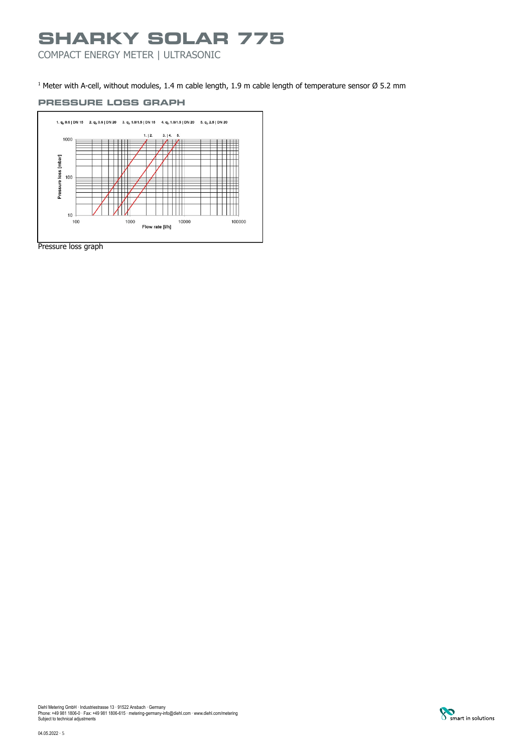# SHARKY SOLAR 775

COMPACT ENERGY METER | ULTRASONIC

[1] Meter with A-cell, without modules, 1.4 m cable length, 1.9 m cable length of temperature sensor Ø 5.2 mm

## PRESSURE LOSS GRAPH

1. $q_p$ 0.6 | DN 15  2. $q_p$ 0.6 | DN 20  3. $q_p$ 1.0/1.5 | DN 15  4. $q_p$ 1.0/1.5 | DN 20  5. $q_p$ 2.5 | DN 20

1. | 2.  3. | 4.  5.

Pressure loss [mbar]

1000

100

10

100  1000  10000  100000

Flow rate [l/h]

Pressure loss graph

Diehl Metering GmbH · Industriestrasse 13 · 91522 Ansbach · Germany
Phone: +49 981 1806-0 · Fax: +49 981 1806-615 · metering-germany-info@diehl.com · www.diehl.com/metering
Subject to technical adjustments

04.05.2022